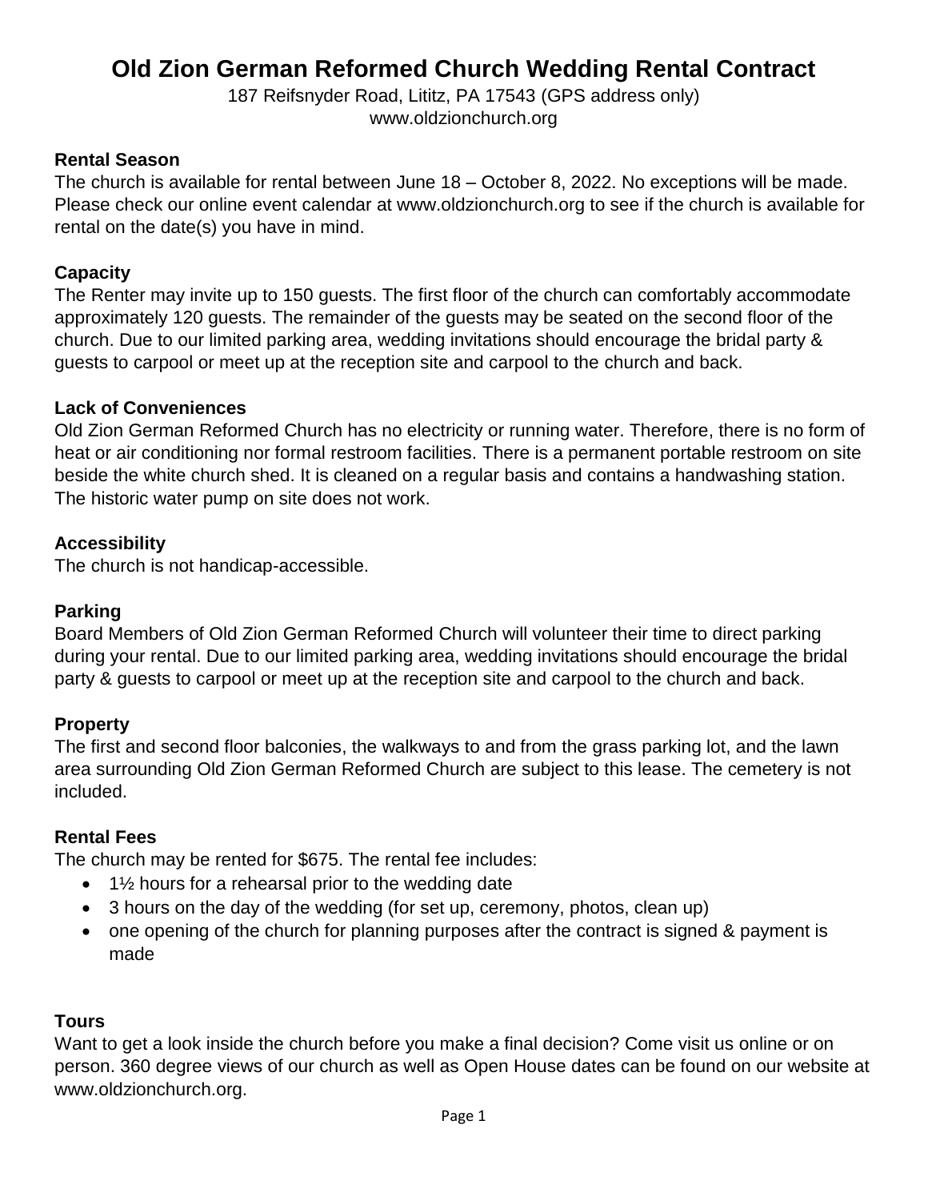# Old Zion German Reformed Church Wedding Rental Contract

187 Reifsnyder Road, Lititz, PA 17543 (GPS address only)
www.oldzionchurch.org

**Rental Season**

The church is available for rental between June 18 – October 8, 2022. No exceptions will be made. Please check our online event calendar at www.oldzionchurch.org to see if the church is available for rental on the date(s) you have in mind.

**Capacity**

The Renter may invite up to 150 guests. The first floor of the church can comfortably accommodate approximately 120 guests. The remainder of the guests may be seated on the second floor of the church. Due to our limited parking area, wedding invitations should encourage the bridal party & guests to carpool or meet up at the reception site and carpool to the church and back.

**Lack of Conveniences**

Old Zion German Reformed Church has no electricity or running water. Therefore, there is no form of heat or air conditioning nor formal restroom facilities. There is a permanent portable restroom on site beside the white church shed. It is cleaned on a regular basis and contains a handwashing station. The historic water pump on site does not work.

**Accessibility**

The church is not handicap-accessible.

**Parking**

Board Members of Old Zion German Reformed Church will volunteer their time to direct parking during your rental. Due to our limited parking area, wedding invitations should encourage the bridal party & guests to carpool or meet up at the reception site and carpool to the church and back.

**Property**

The first and second floor balconies, the walkways to and from the grass parking lot, and the lawn area surrounding Old Zion German Reformed Church are subject to this lease. The cemetery is not included.

**Rental Fees**

The church may be rented for $675. The rental fee includes:

- 1½ hours for a rehearsal prior to the wedding date
- 3 hours on the day of the wedding (for set up, ceremony, photos, clean up)
- one opening of the church for planning purposes after the contract is signed & payment is made

**Tours**

Want to get a look inside the church before you make a final decision? Come visit us online or on person. 360 degree views of our church as well as Open House dates can be found on our website at www.oldzionchurch.org.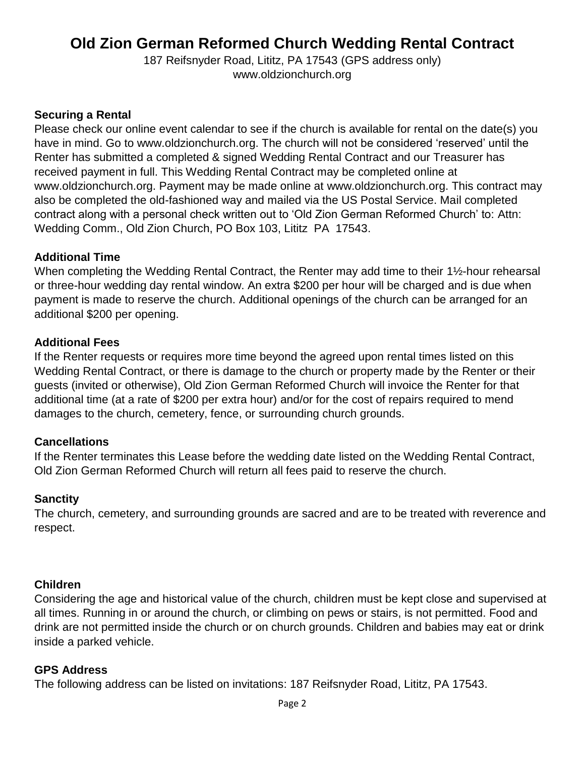# Old Zion German Reformed Church Wedding Rental Contract

187 Reifsnyder Road, Lititz, PA 17543 (GPS address only)
www.oldzionchurch.org

### Securing a Rental

Please check our online event calendar to see if the church is available for rental on the date(s) you have in mind. Go to www.oldzionchurch.org. The church will not be considered 'reserved' until the Renter has submitted a completed & signed Wedding Rental Contract and our Treasurer has received payment in full. This Wedding Rental Contract may be completed online at www.oldzionchurch.org. Payment may be made online at www.oldzionchurch.org. This contract may also be completed the old-fashioned way and mailed via the US Postal Service. Mail completed contract along with a personal check written out to 'Old Zion German Reformed Church' to: Attn: Wedding Comm., Old Zion Church, PO Box 103, Lititz PA 17543.

### Additional Time

When completing the Wedding Rental Contract, the Renter may add time to their 1½-hour rehearsal or three-hour wedding day rental window. An extra $200 per hour will be charged and is due when payment is made to reserve the church. Additional openings of the church can be arranged for an additional $200 per opening.

### Additional Fees

If the Renter requests or requires more time beyond the agreed upon rental times listed on this Wedding Rental Contract, or there is damage to the church or property made by the Renter or their guests (invited or otherwise), Old Zion German Reformed Church will invoice the Renter for that additional time (at a rate of $200 per extra hour) and/or for the cost of repairs required to mend damages to the church, cemetery, fence, or surrounding church grounds.

### Cancellations

If the Renter terminates this Lease before the wedding date listed on the Wedding Rental Contract, Old Zion German Reformed Church will return all fees paid to reserve the church.

### Sanctity

The church, cemetery, and surrounding grounds are sacred and are to be treated with reverence and respect.

### Children

Considering the age and historical value of the church, children must be kept close and supervised at all times. Running in or around the church, or climbing on pews or stairs, is not permitted. Food and drink are not permitted inside the church or on church grounds. Children and babies may eat or drink inside a parked vehicle.

### GPS Address

The following address can be listed on invitations: 187 Reifsnyder Road, Lititz, PA 17543.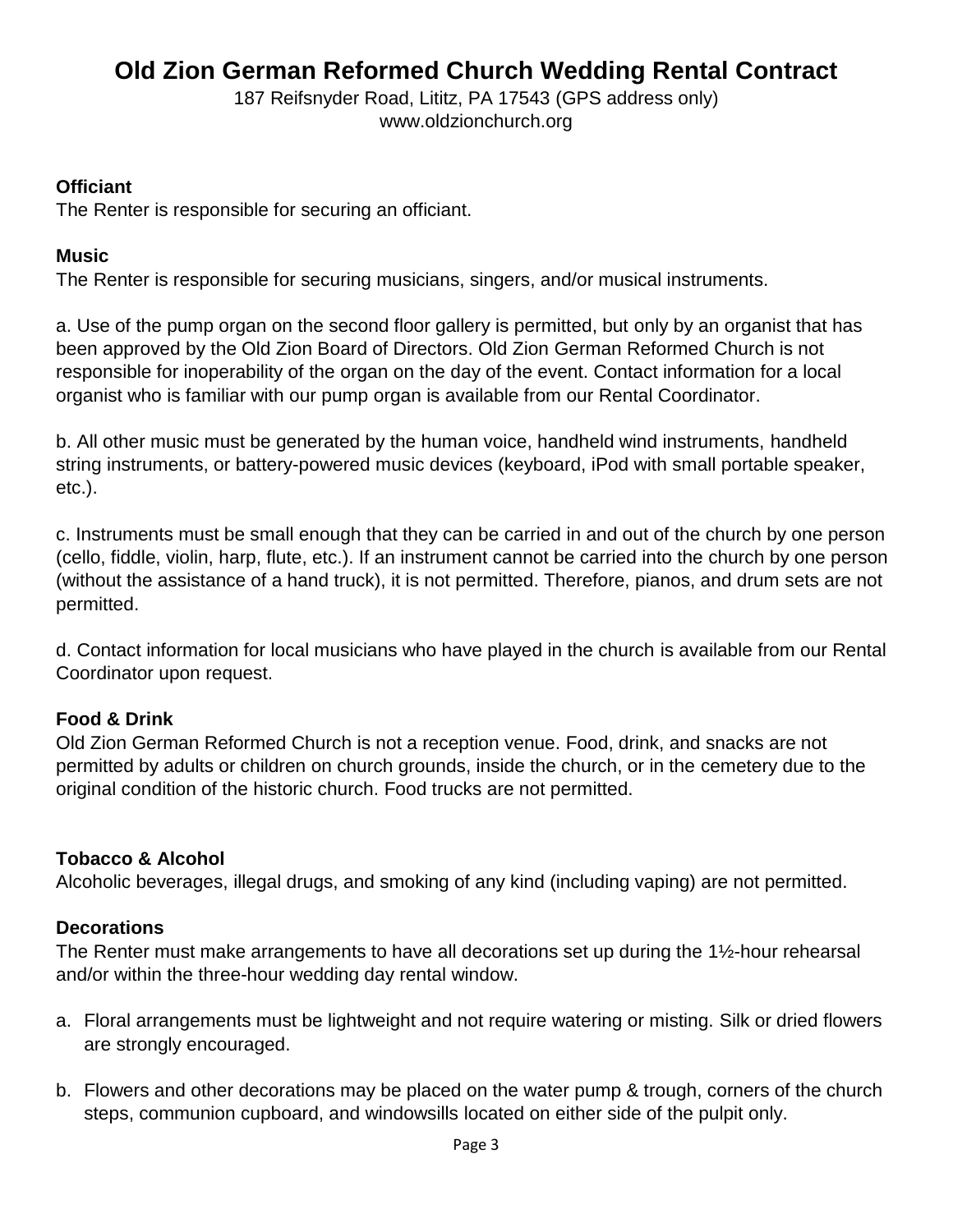# Old Zion German Reformed Church Wedding Rental Contract

187 Reifsnyder Road, Lititz, PA 17543 (GPS address only)
www.oldzionchurch.org

**Officiant**

The Renter is responsible for securing an officiant.

**Music**

The Renter is responsible for securing musicians, singers, and/or musical instruments.

a. Use of the pump organ on the second floor gallery is permitted, but only by an organist that has been approved by the Old Zion Board of Directors. Old Zion German Reformed Church is not responsible for inoperability of the organ on the day of the event. Contact information for a local organist who is familiar with our pump organ is available from our Rental Coordinator.

b. All other music must be generated by the human voice, handheld wind instruments, handheld string instruments, or battery-powered music devices (keyboard, iPod with small portable speaker, etc.).

c. Instruments must be small enough that they can be carried in and out of the church by one person (cello, fiddle, violin, harp, flute, etc.). If an instrument cannot be carried into the church by one person (without the assistance of a hand truck), it is not permitted. Therefore, pianos, and drum sets are not permitted.

d. Contact information for local musicians who have played in the church is available from our Rental Coordinator upon request.

**Food & Drink**

Old Zion German Reformed Church is not a reception venue. Food, drink, and snacks are not permitted by adults or children on church grounds, inside the church, or in the cemetery due to the original condition of the historic church. Food trucks are not permitted.

**Tobacco & Alcohol**

Alcoholic beverages, illegal drugs, and smoking of any kind (including vaping) are not permitted.

**Decorations**

The Renter must make arrangements to have all decorations set up during the 1½-hour rehearsal and/or within the three-hour wedding day rental window.

a. Floral arrangements must be lightweight and not require watering or misting. Silk or dried flowers are strongly encouraged.

b. Flowers and other decorations may be placed on the water pump & trough, corners of the church steps, communion cupboard, and windowsills located on either side of the pulpit only.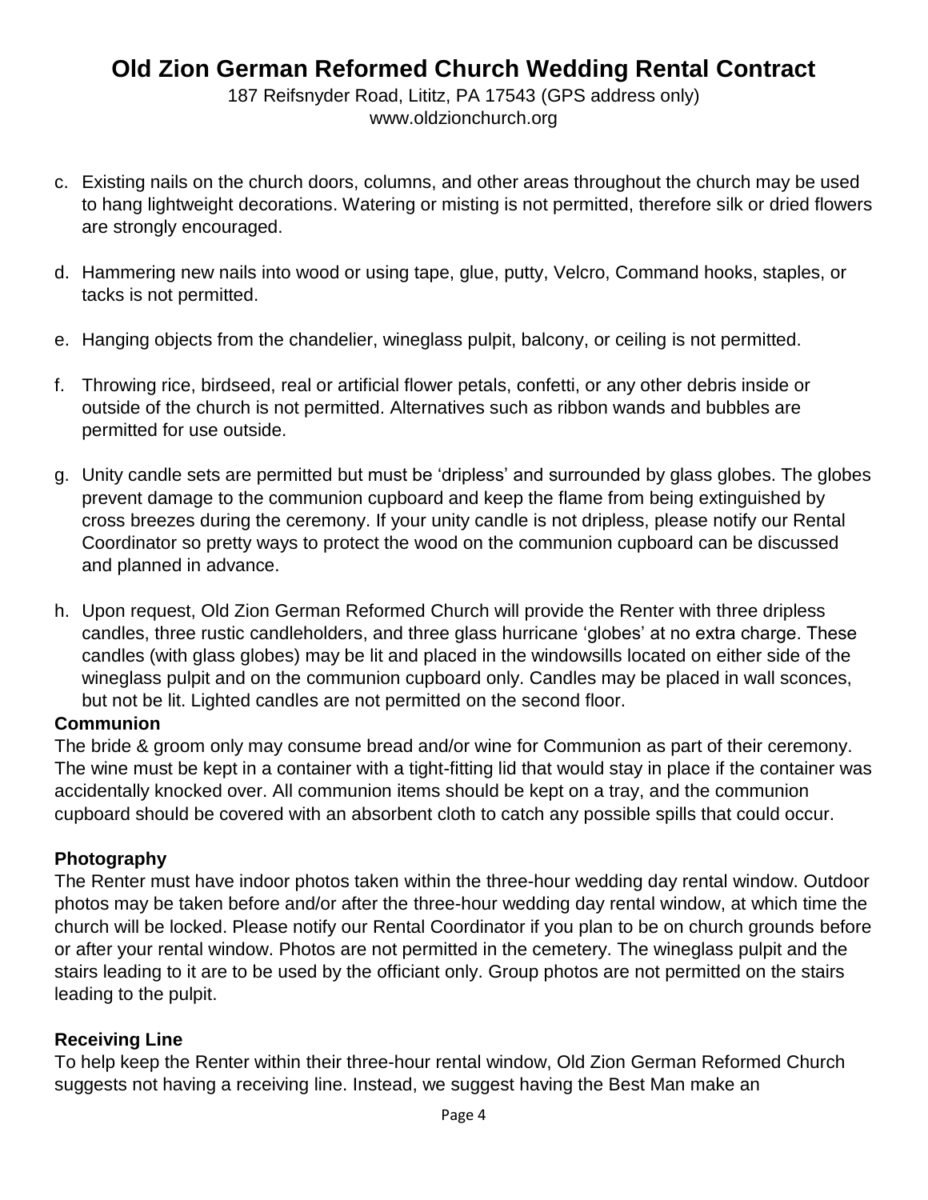c. Existing nails on the church doors, columns, and other areas throughout the church may be used to hang lightweight decorations. Watering or misting is not permitted, therefore silk or dried flowers are strongly encouraged.

d. Hammering new nails into wood or using tape, glue, putty, Velcro, Command hooks, staples, or tacks is not permitted.

e. Hanging objects from the chandelier, wineglass pulpit, balcony, or ceiling is not permitted.

f. Throwing rice, birdseed, real or artificial flower petals, confetti, or any other debris inside or outside of the church is not permitted. Alternatives such as ribbon wands and bubbles are permitted for use outside.

g. Unity candle sets are permitted but must be 'dripless' and surrounded by glass globes. The globes prevent damage to the communion cupboard and keep the flame from being extinguished by cross breezes during the ceremony. If your unity candle is not dripless, please notify our Rental Coordinator so pretty ways to protect the wood on the communion cupboard can be discussed and planned in advance.

h. Upon request, Old Zion German Reformed Church will provide the Renter with three dripless candles, three rustic candleholders, and three glass hurricane 'globes' at no extra charge. These candles (with glass globes) may be lit and placed in the windowsills located on either side of the wineglass pulpit and on the communion cupboard only. Candles may be placed in wall sconces, but not be lit. Lighted candles are not permitted on the second floor.

**Communion**

The bride & groom only may consume bread and/or wine for Communion as part of their ceremony. The wine must be kept in a container with a tight-fitting lid that would stay in place if the container was accidentally knocked over. All communion items should be kept on a tray, and the communion cupboard should be covered with an absorbent cloth to catch any possible spills that could occur.

**Photography**

The Renter must have indoor photos taken within the three-hour wedding day rental window. Outdoor photos may be taken before and/or after the three-hour wedding day rental window, at which time the church will be locked. Please notify our Rental Coordinator if you plan to be on church grounds before or after your rental window. Photos are not permitted in the cemetery. The wineglass pulpit and the stairs leading to it are to be used by the officiant only. Group photos are not permitted on the stairs leading to the pulpit.

**Receiving Line**

To help keep the Renter within their three-hour rental window, Old Zion German Reformed Church suggests not having a receiving line. Instead, we suggest having the Best Man make an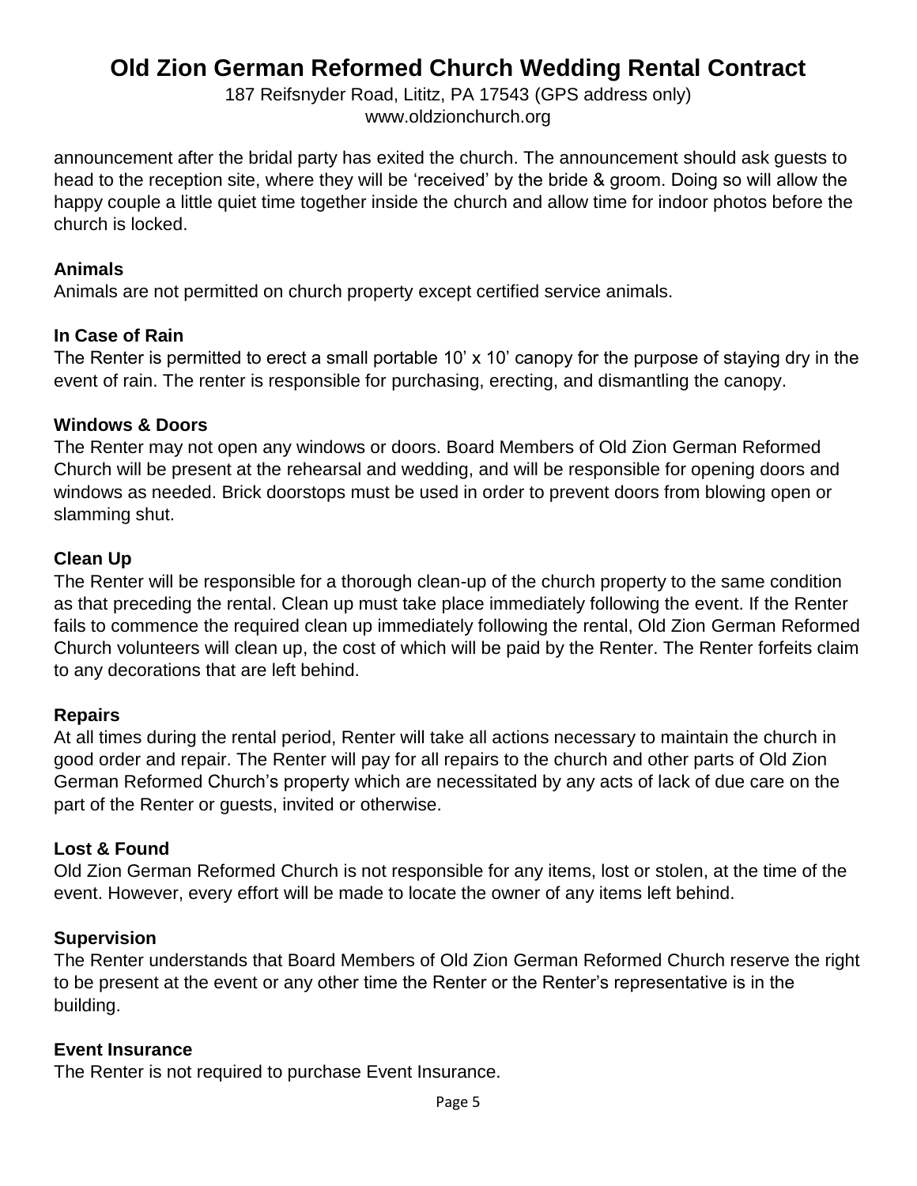announcement after the bridal party has exited the church. The announcement should ask guests to head to the reception site, where they will be ‘received’ by the bride & groom. Doing so will allow the happy couple a little quiet time together inside the church and allow time for indoor photos before the church is locked.

**Animals**

Animals are not permitted on church property except certified service animals.

**In Case of Rain**

The Renter is permitted to erect a small portable 10’ x 10’ canopy for the purpose of staying dry in the event of rain. The renter is responsible for purchasing, erecting, and dismantling the canopy.

**Windows & Doors**

The Renter may not open any windows or doors. Board Members of Old Zion German Reformed Church will be present at the rehearsal and wedding, and will be responsible for opening doors and windows as needed. Brick doorstops must be used in order to prevent doors from blowing open or slamming shut.

**Clean Up**

The Renter will be responsible for a thorough clean-up of the church property to the same condition as that preceding the rental. Clean up must take place immediately following the event. If the Renter fails to commence the required clean up immediately following the rental, Old Zion German Reformed Church volunteers will clean up, the cost of which will be paid by the Renter. The Renter forfeits claim to any decorations that are left behind.

**Repairs**

At all times during the rental period, Renter will take all actions necessary to maintain the church in good order and repair. The Renter will pay for all repairs to the church and other parts of Old Zion German Reformed Church’s property which are necessitated by any acts of lack of due care on the part of the Renter or guests, invited or otherwise.

**Lost & Found**

Old Zion German Reformed Church is not responsible for any items, lost or stolen, at the time of the event. However, every effort will be made to locate the owner of any items left behind.

**Supervision**

The Renter understands that Board Members of Old Zion German Reformed Church reserve the right to be present at the event or any other time the Renter or the Renter’s representative is in the building.

**Event Insurance**

The Renter is not required to purchase Event Insurance.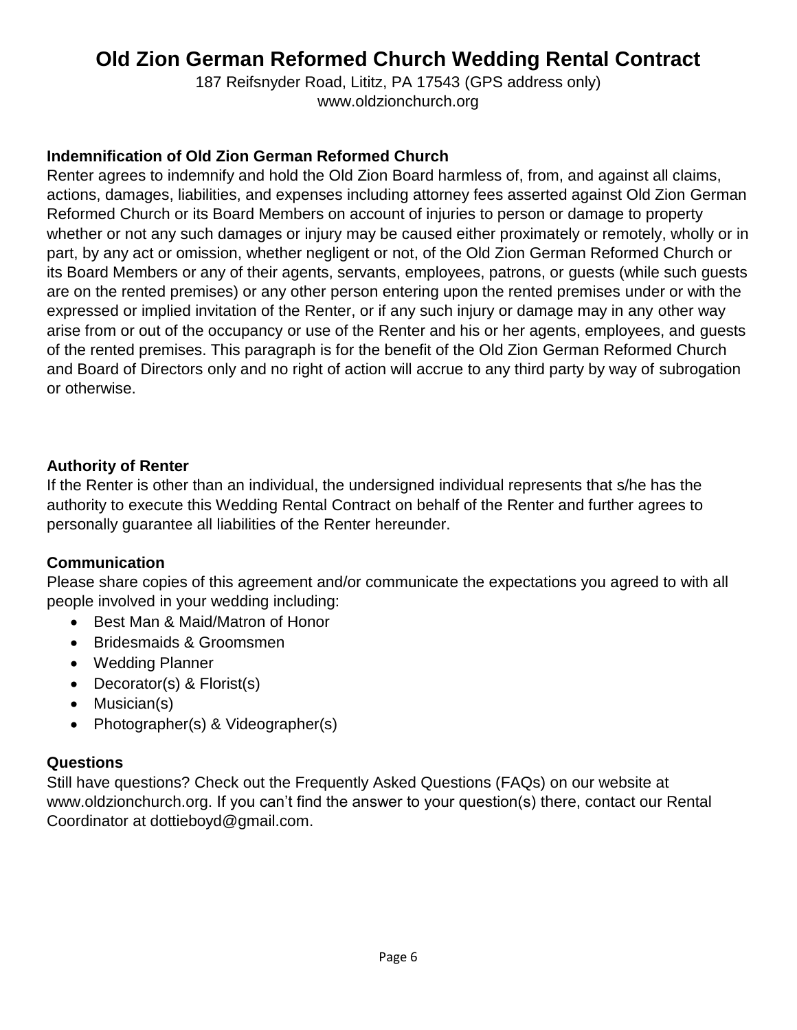# Old Zion German Reformed Church Wedding Rental Contract

187 Reifsnyder Road, Lititz, PA 17543 (GPS address only)
www.oldzionchurch.org

**Indemnification of Old Zion German Reformed Church**

Renter agrees to indemnify and hold the Old Zion Board harmless of, from, and against all claims, actions, damages, liabilities, and expenses including attorney fees asserted against Old Zion German Reformed Church or its Board Members on account of injuries to person or damage to property whether or not any such damages or injury may be caused either proximately or remotely, wholly or in part, by any act or omission, whether negligent or not, of the Old Zion German Reformed Church or its Board Members or any of their agents, servants, employees, patrons, or guests (while such guests are on the rented premises) or any other person entering upon the rented premises under or with the expressed or implied invitation of the Renter, or if any such injury or damage may in any other way arise from or out of the occupancy or use of the Renter and his or her agents, employees, and guests of the rented premises. This paragraph is for the benefit of the Old Zion German Reformed Church and Board of Directors only and no right of action will accrue to any third party by way of subrogation or otherwise.

**Authority of Renter**

If the Renter is other than an individual, the undersigned individual represents that s/he has the authority to execute this Wedding Rental Contract on behalf of the Renter and further agrees to personally guarantee all liabilities of the Renter hereunder.

**Communication**

Please share copies of this agreement and/or communicate the expectations you agreed to with all people involved in your wedding including:

- Best Man & Maid/Matron of Honor
- Bridesmaids & Groomsmen
- Wedding Planner
- Decorator(s) & Florist(s)
- Musician(s)
- Photographer(s) & Videographer(s)

**Questions**

Still have questions? Check out the Frequently Asked Questions (FAQs) on our website at www.oldzionchurch.org. If you can't find the answer to your question(s) there, contact our Rental Coordinator at dottieboyd@gmail.com.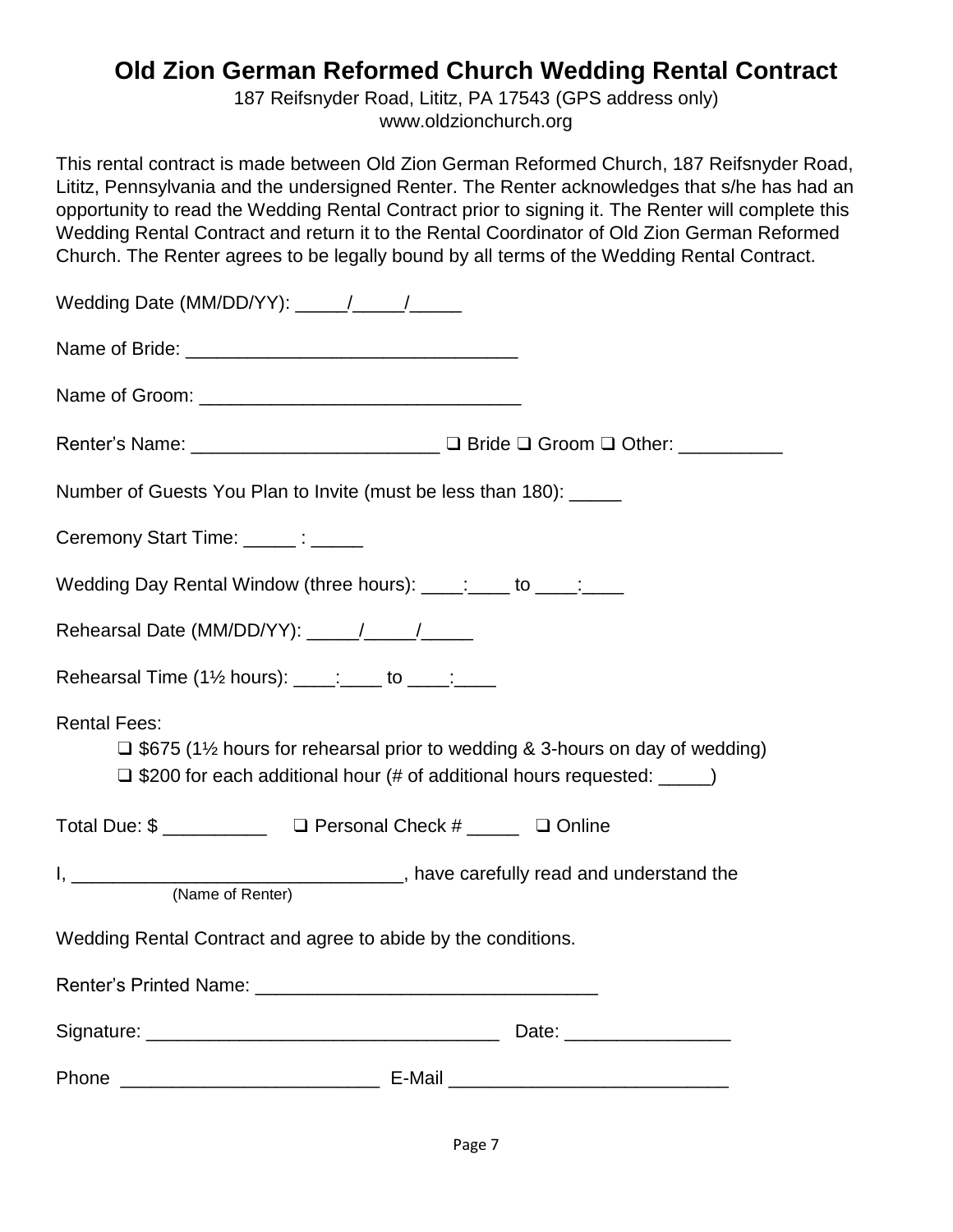# Old Zion German Reformed Church Wedding Rental Contract

187 Reifsnyder Road, Lititz, PA 17543 (GPS address only)
www.oldzionchurch.org

This rental contract is made between Old Zion German Reformed Church, 187 Reifsnyder Road, Lititz, Pennsylvania and the undersigned Renter. The Renter acknowledges that s/he has had an opportunity to read the Wedding Rental Contract prior to signing it. The Renter will complete this Wedding Rental Contract and return it to the Rental Coordinator of Old Zion German Reformed Church. The Renter agrees to be legally bound by all terms of the Wedding Rental Contract.

Wedding Date (MM/DD/YY): _____/_____/_____

Name of Bride: ________________________________

Name of Groom: ______________________________

Renter's Name: ________________________ ❑ Bride ❑ Groom ❑ Other: __________

Number of Guests You Plan to Invite (must be less than 180): _____

Ceremony Start Time: _____ : _____

Wedding Day Rental Window (three hours): ____:____ to ____:____

Rehearsal Date (MM/DD/YY): _____/_____/_____

Rehearsal Time (1½ hours): ____:____ to ____:____

Rental Fees:

- ❑ $675 (1½ hours for rehearsal prior to wedding & 3-hours on day of wedding)
- ❑ $200 for each additional hour (# of additional hours requested: _____)

Total Due: $ __________ ❑ Personal Check # _____ ❑ Online

I, ________________________________, have carefully read and understand the
(Name of Renter)

Wedding Rental Contract and agree to abide by the conditions.

Renter's Printed Name: ________________________________

Signature: __________________________________ Date: ________________

Phone _________________________ E-Mail ___________________________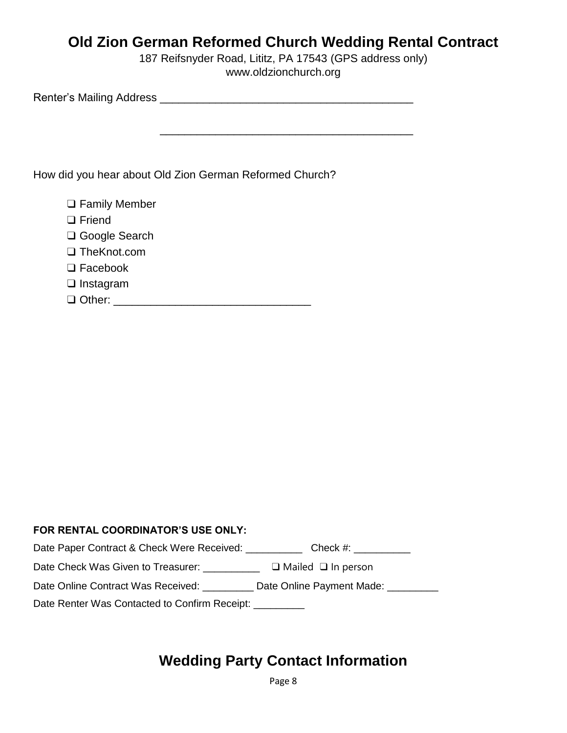# Old Zion German Reformed Church Wedding Rental Contract

187 Reifsnyder Road, Lititz, PA 17543 (GPS address only)
www.oldzionchurch.org

Renter's Mailing Address ________________________________________

________________________________________

How did you hear about Old Zion German Reformed Church?

- ❑ Family Member
- ❑ Friend
- ❑ Google Search
- ❑ TheKnot.com
- ❑ Facebook
- ❑ Instagram
- ❑ Other: ________________________________

**FOR RENTAL COORDINATOR'S USE ONLY:**

Date Paper Contract & Check Were Received: __________ Check #: __________

Date Check Was Given to Treasurer: __________ ❑ Mailed ❑ In person

Date Online Contract Was Received: _________ Date Online Payment Made: _________

Date Renter Was Contacted to Confirm Receipt: _________

## Wedding Party Contact Information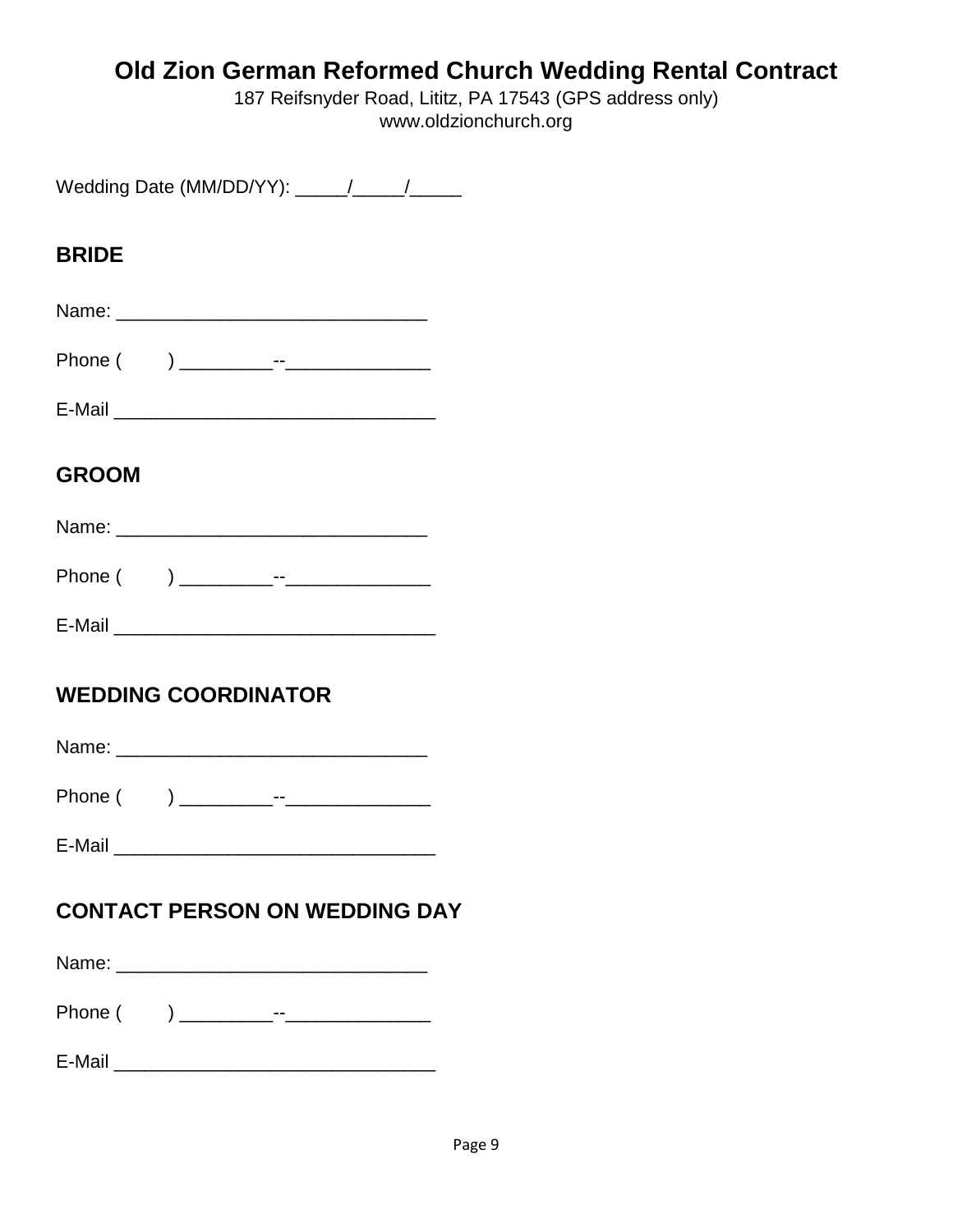# Old Zion German Reformed Church Wedding Rental Contract

187 Reifsnyder Road, Lititz, PA 17543 (GPS address only)
www.oldzionchurch.org

Wedding Date (MM/DD/YY): _____/_____/_____

## BRIDE

Name: ______________________________

Phone (        ) _________--______________

E-Mail _______________________________

## GROOM

Name: ______________________________

Phone (        ) _________--______________

E-Mail _______________________________

## WEDDING COORDINATOR

Name: ______________________________

Phone (        ) _________--______________

E-Mail _______________________________

## CONTACT PERSON ON WEDDING DAY

Name: ______________________________

Phone (        ) _________--______________

E-Mail _______________________________